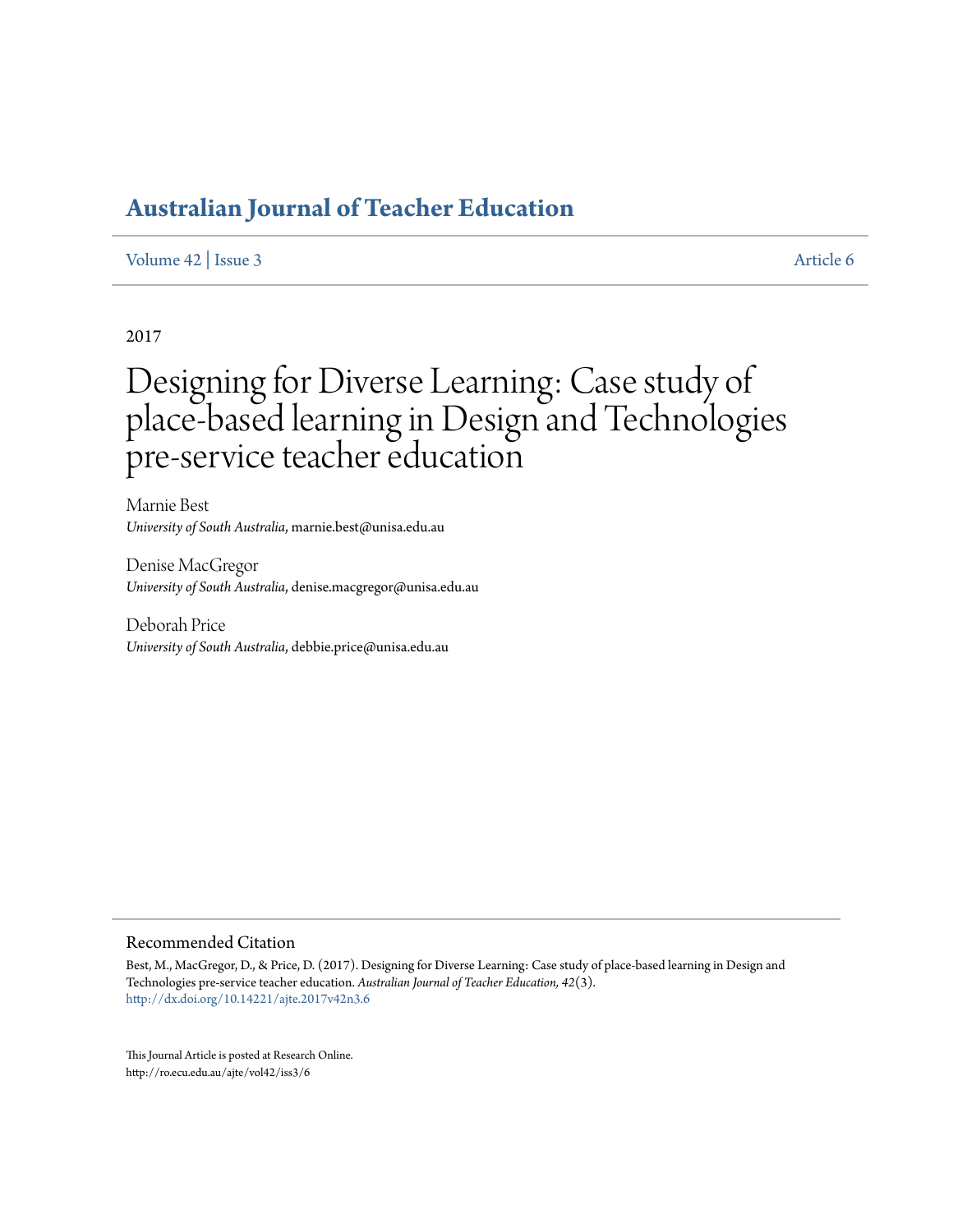# Australian Journal of Teacher Education

Volume 42 | Issue 3 Article 6

2017

# Designing for Diverse Learning: Case study of place-based learning in Design and Technologies pre-service teacher education

Marnie Best
*University of South Australia*, marnie.best@unisa.edu.au

Denise MacGregor
*University of South Australia*, denise.macgregor@unisa.edu.au

Deborah Price
*University of South Australia*, debbie.price@unisa.edu.au

## Recommended Citation

Best, M., MacGregor, D., & Price, D. (2017). Designing for Diverse Learning: Case study of place-based learning in Design and Technologies pre-service teacher education. *Australian Journal of Teacher Education, 42*(3).
http://dx.doi.org/10.14221/ajte.2017v42n3.6

This Journal Article is posted at Research Online.
http://ro.ecu.edu.au/ajte/vol42/iss3/6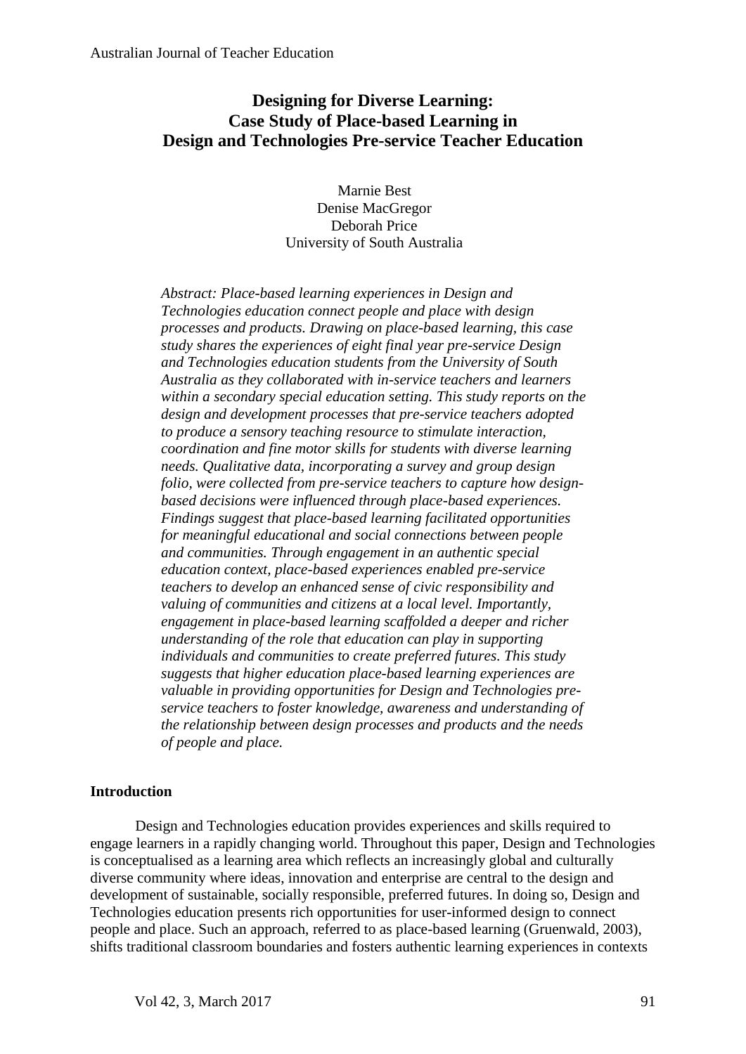# Designing for Diverse Learning: Case Study of Place-based Learning in Design and Technologies Pre-service Teacher Education

Marnie Best
Denise MacGregor
Deborah Price
University of South Australia

*Abstract: Place-based learning experiences in Design and Technologies education connect people and place with design processes and products. Drawing on place-based learning, this case study shares the experiences of eight final year pre-service Design and Technologies education students from the University of South Australia as they collaborated with in-service teachers and learners within a secondary special education setting. This study reports on the design and development processes that pre-service teachers adopted to produce a sensory teaching resource to stimulate interaction, coordination and fine motor skills for students with diverse learning needs. Qualitative data, incorporating a survey and group design folio, were collected from pre-service teachers to capture how design-based decisions were influenced through place-based experiences. Findings suggest that place-based learning facilitated opportunities for meaningful educational and social connections between people and communities. Through engagement in an authentic special education context, place-based experiences enabled pre-service teachers to develop an enhanced sense of civic responsibility and valuing of communities and citizens at a local level. Importantly, engagement in place-based learning scaffolded a deeper and richer understanding of the role that education can play in supporting individuals and communities to create preferred futures. This study suggests that higher education place-based learning experiences are valuable in providing opportunities for Design and Technologies pre-service teachers to foster knowledge, awareness and understanding of the relationship between design processes and products and the needs of people and place.*

## Introduction

Design and Technologies education provides experiences and skills required to engage learners in a rapidly changing world. Throughout this paper, Design and Technologies is conceptualised as a learning area which reflects an increasingly global and culturally diverse community where ideas, innovation and enterprise are central to the design and development of sustainable, socially responsible, preferred futures. In doing so, Design and Technologies education presents rich opportunities for user-informed design to connect people and place. Such an approach, referred to as place-based learning (Gruenwald, 2003), shifts traditional classroom boundaries and fosters authentic learning experiences in contexts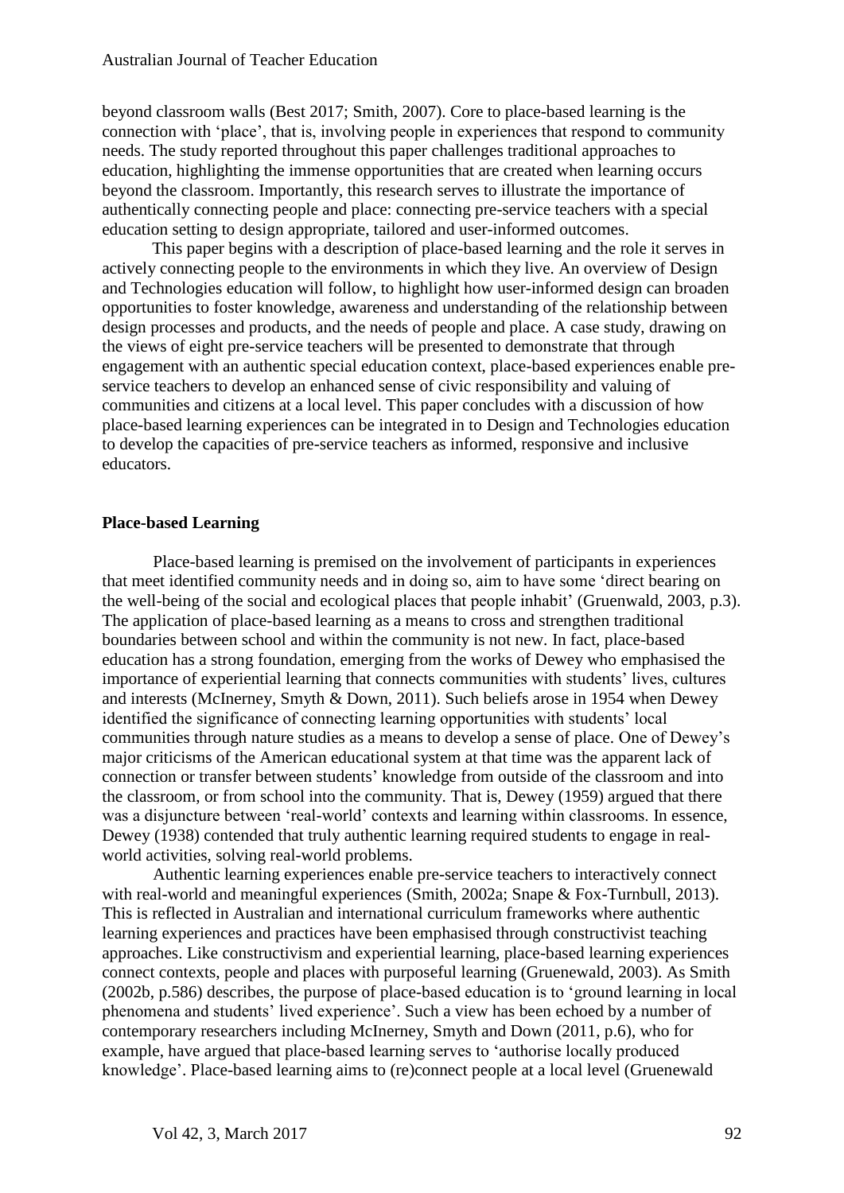beyond classroom walls (Best 2017; Smith, 2007). Core to place-based learning is the connection with 'place', that is, involving people in experiences that respond to community needs. The study reported throughout this paper challenges traditional approaches to education, highlighting the immense opportunities that are created when learning occurs beyond the classroom. Importantly, this research serves to illustrate the importance of authentically connecting people and place: connecting pre-service teachers with a special education setting to design appropriate, tailored and user-informed outcomes.

This paper begins with a description of place-based learning and the role it serves in actively connecting people to the environments in which they live. An overview of Design and Technologies education will follow, to highlight how user-informed design can broaden opportunities to foster knowledge, awareness and understanding of the relationship between design processes and products, and the needs of people and place. A case study, drawing on the views of eight pre-service teachers will be presented to demonstrate that through engagement with an authentic special education context, place-based experiences enable pre-service teachers to develop an enhanced sense of civic responsibility and valuing of communities and citizens at a local level. This paper concludes with a discussion of how place-based learning experiences can be integrated in to Design and Technologies education to develop the capacities of pre-service teachers as informed, responsive and inclusive educators.

## Place-based Learning

Place-based learning is premised on the involvement of participants in experiences that meet identified community needs and in doing so, aim to have some 'direct bearing on the well-being of the social and ecological places that people inhabit' (Gruenwald, 2003, p.3). The application of place-based learning as a means to cross and strengthen traditional boundaries between school and within the community is not new. In fact, place-based education has a strong foundation, emerging from the works of Dewey who emphasised the importance of experiential learning that connects communities with students' lives, cultures and interests (McInerney, Smyth & Down, 2011). Such beliefs arose in 1954 when Dewey identified the significance of connecting learning opportunities with students' local communities through nature studies as a means to develop a sense of place. One of Dewey's major criticisms of the American educational system at that time was the apparent lack of connection or transfer between students' knowledge from outside of the classroom and into the classroom, or from school into the community. That is, Dewey (1959) argued that there was a disjuncture between 'real-world' contexts and learning within classrooms. In essence, Dewey (1938) contended that truly authentic learning required students to engage in real-world activities, solving real-world problems.

Authentic learning experiences enable pre-service teachers to interactively connect with real-world and meaningful experiences (Smith, 2002a; Snape & Fox-Turnbull, 2013). This is reflected in Australian and international curriculum frameworks where authentic learning experiences and practices have been emphasised through constructivist teaching approaches. Like constructivism and experiential learning, place-based learning experiences connect contexts, people and places with purposeful learning (Gruenewald, 2003). As Smith (2002b, p.586) describes, the purpose of place-based education is to 'ground learning in local phenomena and students' lived experience'. Such a view has been echoed by a number of contemporary researchers including McInerney, Smyth and Down (2011, p.6), who for example, have argued that place-based learning serves to 'authorise locally produced knowledge'. Place-based learning aims to (re)connect people at a local level (Gruenewald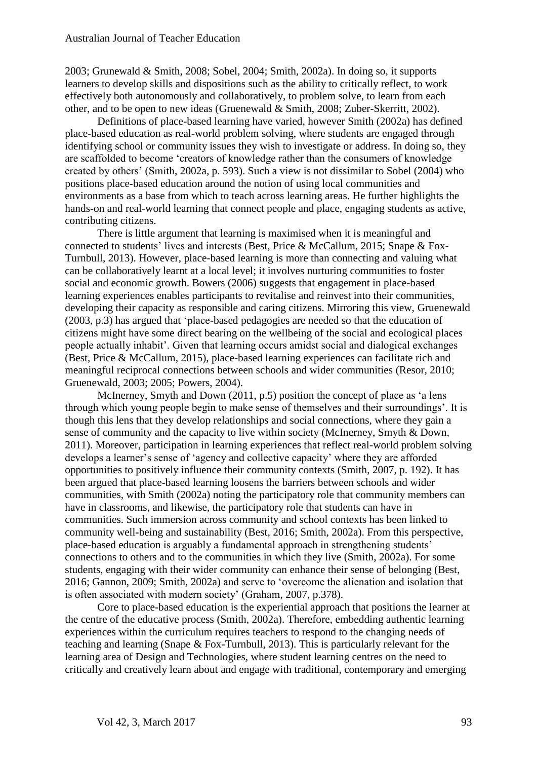2003; Grunewald & Smith, 2008; Sobel, 2004; Smith, 2002a). In doing so, it supports learners to develop skills and dispositions such as the ability to critically reflect, to work effectively both autonomously and collaboratively, to problem solve, to learn from each other, and to be open to new ideas (Gruenewald & Smith, 2008; Zuber-Skerritt, 2002).

Definitions of place-based learning have varied, however Smith (2002a) has defined place-based education as real-world problem solving, where students are engaged through identifying school or community issues they wish to investigate or address. In doing so, they are scaffolded to become 'creators of knowledge rather than the consumers of knowledge created by others' (Smith, 2002a, p. 593). Such a view is not dissimilar to Sobel (2004) who positions place-based education around the notion of using local communities and environments as a base from which to teach across learning areas. He further highlights the hands-on and real-world learning that connect people and place, engaging students as active, contributing citizens.

There is little argument that learning is maximised when it is meaningful and connected to students' lives and interests (Best, Price & McCallum, 2015; Snape & Fox-Turnbull, 2013). However, place-based learning is more than connecting and valuing what can be collaboratively learnt at a local level; it involves nurturing communities to foster social and economic growth. Bowers (2006) suggests that engagement in place-based learning experiences enables participants to revitalise and reinvest into their communities, developing their capacity as responsible and caring citizens. Mirroring this view, Gruenewald (2003, p.3) has argued that 'place-based pedagogies are needed so that the education of citizens might have some direct bearing on the wellbeing of the social and ecological places people actually inhabit'. Given that learning occurs amidst social and dialogical exchanges (Best, Price & McCallum, 2015), place-based learning experiences can facilitate rich and meaningful reciprocal connections between schools and wider communities (Resor, 2010; Gruenewald, 2003; 2005; Powers, 2004).

McInerney, Smyth and Down (2011, p.5) position the concept of place as 'a lens through which young people begin to make sense of themselves and their surroundings'. It is though this lens that they develop relationships and social connections, where they gain a sense of community and the capacity to live within society (McInerney, Smyth & Down, 2011). Moreover, participation in learning experiences that reflect real-world problem solving develops a learner's sense of 'agency and collective capacity' where they are afforded opportunities to positively influence their community contexts (Smith, 2007, p. 192). It has been argued that place-based learning loosens the barriers between schools and wider communities, with Smith (2002a) noting the participatory role that community members can have in classrooms, and likewise, the participatory role that students can have in communities. Such immersion across community and school contexts has been linked to community well-being and sustainability (Best, 2016; Smith, 2002a). From this perspective, place-based education is arguably a fundamental approach in strengthening students' connections to others and to the communities in which they live (Smith, 2002a). For some students, engaging with their wider community can enhance their sense of belonging (Best, 2016; Gannon, 2009; Smith, 2002a) and serve to 'overcome the alienation and isolation that is often associated with modern society' (Graham, 2007, p.378).

Core to place-based education is the experiential approach that positions the learner at the centre of the educative process (Smith, 2002a). Therefore, embedding authentic learning experiences within the curriculum requires teachers to respond to the changing needs of teaching and learning (Snape & Fox-Turnbull, 2013). This is particularly relevant for the learning area of Design and Technologies, where student learning centres on the need to critically and creatively learn about and engage with traditional, contemporary and emerging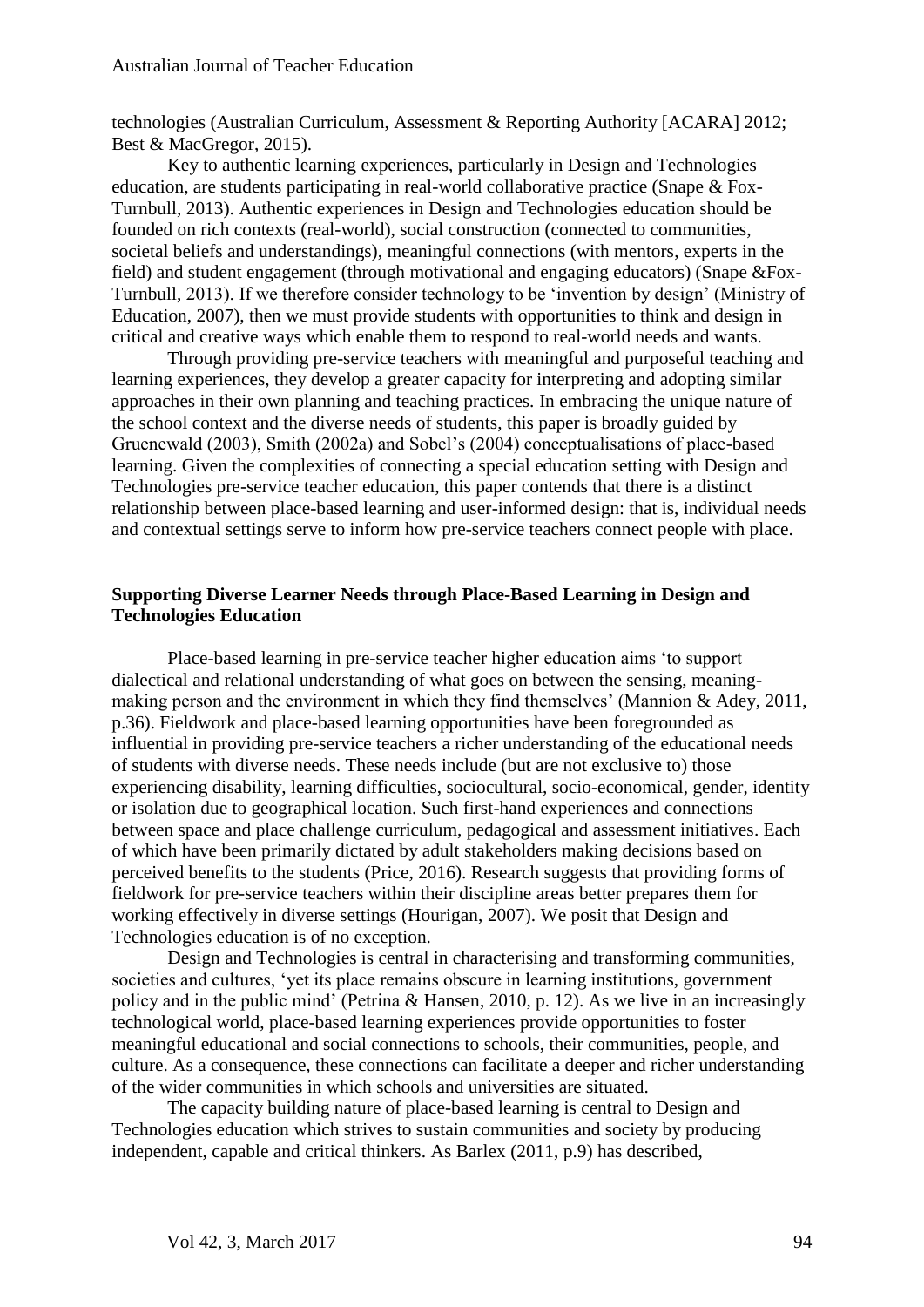technologies (Australian Curriculum, Assessment & Reporting Authority [ACARA] 2012; Best & MacGregor, 2015).

Key to authentic learning experiences, particularly in Design and Technologies education, are students participating in real-world collaborative practice (Snape & Fox-Turnbull, 2013). Authentic experiences in Design and Technologies education should be founded on rich contexts (real-world), social construction (connected to communities, societal beliefs and understandings), meaningful connections (with mentors, experts in the field) and student engagement (through motivational and engaging educators) (Snape &Fox-Turnbull, 2013). If we therefore consider technology to be 'invention by design' (Ministry of Education, 2007), then we must provide students with opportunities to think and design in critical and creative ways which enable them to respond to real-world needs and wants.

Through providing pre-service teachers with meaningful and purposeful teaching and learning experiences, they develop a greater capacity for interpreting and adopting similar approaches in their own planning and teaching practices. In embracing the unique nature of the school context and the diverse needs of students, this paper is broadly guided by Gruenewald (2003), Smith (2002a) and Sobel's (2004) conceptualisations of place-based learning. Given the complexities of connecting a special education setting with Design and Technologies pre-service teacher education, this paper contends that there is a distinct relationship between place-based learning and user-informed design: that is, individual needs and contextual settings serve to inform how pre-service teachers connect people with place.

## Supporting Diverse Learner Needs through Place-Based Learning in Design and Technologies Education

Place-based learning in pre-service teacher higher education aims 'to support dialectical and relational understanding of what goes on between the sensing, meaning-making person and the environment in which they find themselves' (Mannion & Adey, 2011, p.36). Fieldwork and place-based learning opportunities have been foregrounded as influential in providing pre-service teachers a richer understanding of the educational needs of students with diverse needs. These needs include (but are not exclusive to) those experiencing disability, learning difficulties, sociocultural, socio-economical, gender, identity or isolation due to geographical location. Such first-hand experiences and connections between space and place challenge curriculum, pedagogical and assessment initiatives. Each of which have been primarily dictated by adult stakeholders making decisions based on perceived benefits to the students (Price, 2016). Research suggests that providing forms of fieldwork for pre-service teachers within their discipline areas better prepares them for working effectively in diverse settings (Hourigan, 2007). We posit that Design and Technologies education is of no exception.

Design and Technologies is central in characterising and transforming communities, societies and cultures, 'yet its place remains obscure in learning institutions, government policy and in the public mind' (Petrina & Hansen, 2010, p. 12). As we live in an increasingly technological world, place-based learning experiences provide opportunities to foster meaningful educational and social connections to schools, their communities, people, and culture. As a consequence, these connections can facilitate a deeper and richer understanding of the wider communities in which schools and universities are situated.

The capacity building nature of place-based learning is central to Design and Technologies education which strives to sustain communities and society by producing independent, capable and critical thinkers. As Barlex (2011, p.9) has described,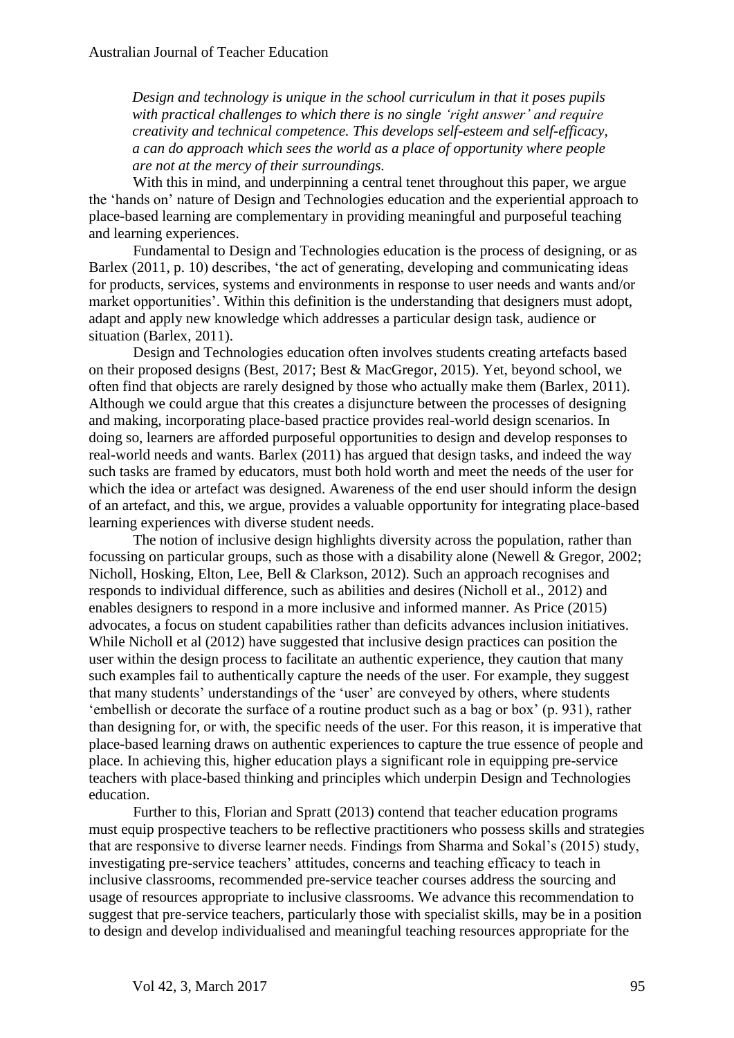> *Design and technology is unique in the school curriculum in that it poses pupils with practical challenges to which there is no single 'right answer' and require creativity and technical competence. This develops self-esteem and self-efficacy, a can do approach which sees the world as a place of opportunity where people are not at the mercy of their surroundings.*

With this in mind, and underpinning a central tenet throughout this paper, we argue the 'hands on' nature of Design and Technologies education and the experiential approach to place-based learning are complementary in providing meaningful and purposeful teaching and learning experiences.

Fundamental to Design and Technologies education is the process of designing, or as Barlex (2011, p. 10) describes, 'the act of generating, developing and communicating ideas for products, services, systems and environments in response to user needs and wants and/or market opportunities'. Within this definition is the understanding that designers must adopt, adapt and apply new knowledge which addresses a particular design task, audience or situation (Barlex, 2011).

Design and Technologies education often involves students creating artefacts based on their proposed designs (Best, 2017; Best & MacGregor, 2015). Yet, beyond school, we often find that objects are rarely designed by those who actually make them (Barlex, 2011). Although we could argue that this creates a disjuncture between the processes of designing and making, incorporating place-based practice provides real-world design scenarios. In doing so, learners are afforded purposeful opportunities to design and develop responses to real-world needs and wants. Barlex (2011) has argued that design tasks, and indeed the way such tasks are framed by educators, must both hold worth and meet the needs of the user for which the idea or artefact was designed. Awareness of the end user should inform the design of an artefact, and this, we argue, provides a valuable opportunity for integrating place-based learning experiences with diverse student needs.

The notion of inclusive design highlights diversity across the population, rather than focussing on particular groups, such as those with a disability alone (Newell & Gregor, 2002; Nicholl, Hosking, Elton, Lee, Bell & Clarkson, 2012). Such an approach recognises and responds to individual difference, such as abilities and desires (Nicholl et al., 2012) and enables designers to respond in a more inclusive and informed manner. As Price (2015) advocates, a focus on student capabilities rather than deficits advances inclusion initiatives. While Nicholl et al (2012) have suggested that inclusive design practices can position the user within the design process to facilitate an authentic experience, they caution that many such examples fail to authentically capture the needs of the user. For example, they suggest that many students' understandings of the 'user' are conveyed by others, where students 'embellish or decorate the surface of a routine product such as a bag or box' (p. 931), rather than designing for, or with, the specific needs of the user. For this reason, it is imperative that place-based learning draws on authentic experiences to capture the true essence of people and place. In achieving this, higher education plays a significant role in equipping pre-service teachers with place-based thinking and principles which underpin Design and Technologies education.

Further to this, Florian and Spratt (2013) contend that teacher education programs must equip prospective teachers to be reflective practitioners who possess skills and strategies that are responsive to diverse learner needs. Findings from Sharma and Sokal's (2015) study, investigating pre-service teachers' attitudes, concerns and teaching efficacy to teach in inclusive classrooms, recommended pre-service teacher courses address the sourcing and usage of resources appropriate to inclusive classrooms. We advance this recommendation to suggest that pre-service teachers, particularly those with specialist skills, may be in a position to design and develop individualised and meaningful teaching resources appropriate for the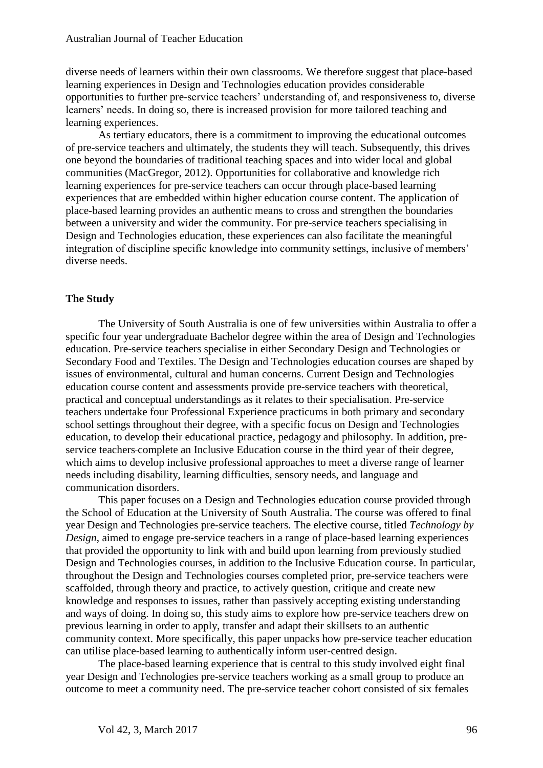diverse needs of learners within their own classrooms. We therefore suggest that place-based learning experiences in Design and Technologies education provides considerable opportunities to further pre-service teachers' understanding of, and responsiveness to, diverse learners' needs. In doing so, there is increased provision for more tailored teaching and learning experiences.

As tertiary educators, there is a commitment to improving the educational outcomes of pre-service teachers and ultimately, the students they will teach. Subsequently, this drives one beyond the boundaries of traditional teaching spaces and into wider local and global communities (MacGregor, 2012). Opportunities for collaborative and knowledge rich learning experiences for pre-service teachers can occur through place-based learning experiences that are embedded within higher education course content. The application of place-based learning provides an authentic means to cross and strengthen the boundaries between a university and wider the community. For pre-service teachers specialising in Design and Technologies education, these experiences can also facilitate the meaningful integration of discipline specific knowledge into community settings, inclusive of members' diverse needs.

## The Study

The University of South Australia is one of few universities within Australia to offer a specific four year undergraduate Bachelor degree within the area of Design and Technologies education. Pre-service teachers specialise in either Secondary Design and Technologies or Secondary Food and Textiles. The Design and Technologies education courses are shaped by issues of environmental, cultural and human concerns. Current Design and Technologies education course content and assessments provide pre-service teachers with theoretical, practical and conceptual understandings as it relates to their specialisation. Pre-service teachers undertake four Professional Experience practicums in both primary and secondary school settings throughout their degree, with a specific focus on Design and Technologies education, to develop their educational practice, pedagogy and philosophy. In addition, pre-service teachers complete an Inclusive Education course in the third year of their degree, which aims to develop inclusive professional approaches to meet a diverse range of learner needs including disability, learning difficulties, sensory needs, and language and communication disorders.

This paper focuses on a Design and Technologies education course provided through the School of Education at the University of South Australia. The course was offered to final year Design and Technologies pre-service teachers. The elective course, titled *Technology by Design*, aimed to engage pre-service teachers in a range of place-based learning experiences that provided the opportunity to link with and build upon learning from previously studied Design and Technologies courses, in addition to the Inclusive Education course. In particular, throughout the Design and Technologies courses completed prior, pre-service teachers were scaffolded, through theory and practice, to actively question, critique and create new knowledge and responses to issues, rather than passively accepting existing understanding and ways of doing. In doing so, this study aims to explore how pre-service teachers drew on previous learning in order to apply, transfer and adapt their skillsets to an authentic community context. More specifically, this paper unpacks how pre-service teacher education can utilise place-based learning to authentically inform user-centred design.

The place-based learning experience that is central to this study involved eight final year Design and Technologies pre-service teachers working as a small group to produce an outcome to meet a community need. The pre-service teacher cohort consisted of six females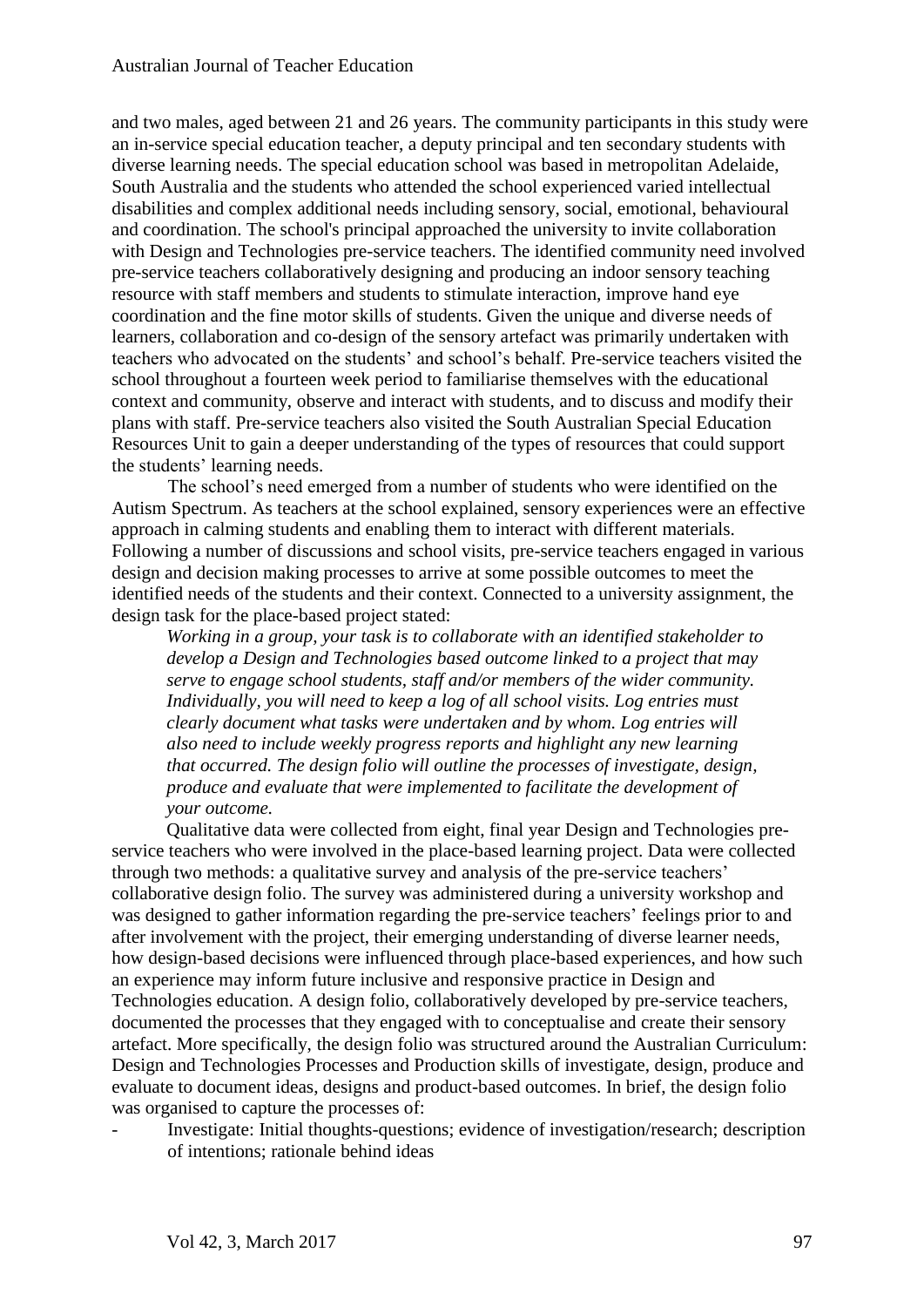and two males, aged between 21 and 26 years. The community participants in this study were an in-service special education teacher, a deputy principal and ten secondary students with diverse learning needs. The special education school was based in metropolitan Adelaide, South Australia and the students who attended the school experienced varied intellectual disabilities and complex additional needs including sensory, social, emotional, behavioural and coordination. The school's principal approached the university to invite collaboration with Design and Technologies pre-service teachers. The identified community need involved pre-service teachers collaboratively designing and producing an indoor sensory teaching resource with staff members and students to stimulate interaction, improve hand eye coordination and the fine motor skills of students. Given the unique and diverse needs of learners, collaboration and co-design of the sensory artefact was primarily undertaken with teachers who advocated on the students' and school's behalf. Pre-service teachers visited the school throughout a fourteen week period to familiarise themselves with the educational context and community, observe and interact with students, and to discuss and modify their plans with staff. Pre-service teachers also visited the South Australian Special Education Resources Unit to gain a deeper understanding of the types of resources that could support the students' learning needs.

The school's need emerged from a number of students who were identified on the Autism Spectrum. As teachers at the school explained, sensory experiences were an effective approach in calming students and enabling them to interact with different materials. Following a number of discussions and school visits, pre-service teachers engaged in various design and decision making processes to arrive at some possible outcomes to meet the identified needs of the students and their context. Connected to a university assignment, the design task for the place-based project stated:

> *Working in a group, your task is to collaborate with an identified stakeholder to develop a Design and Technologies based outcome linked to a project that may serve to engage school students, staff and/or members of the wider community. Individually, you will need to keep a log of all school visits. Log entries must clearly document what tasks were undertaken and by whom. Log entries will also need to include weekly progress reports and highlight any new learning that occurred. The design folio will outline the processes of investigate, design, produce and evaluate that were implemented to facilitate the development of your outcome.*

Qualitative data were collected from eight, final year Design and Technologies pre-service teachers who were involved in the place-based learning project. Data were collected through two methods: a qualitative survey and analysis of the pre-service teachers' collaborative design folio. The survey was administered during a university workshop and was designed to gather information regarding the pre-service teachers' feelings prior to and after involvement with the project, their emerging understanding of diverse learner needs, how design-based decisions were influenced through place-based experiences, and how such an experience may inform future inclusive and responsive practice in Design and Technologies education. A design folio, collaboratively developed by pre-service teachers, documented the processes that they engaged with to conceptualise and create their sensory artefact. More specifically, the design folio was structured around the Australian Curriculum: Design and Technologies Processes and Production skills of investigate, design, produce and evaluate to document ideas, designs and product-based outcomes. In brief, the design folio was organised to capture the processes of:

- Investigate: Initial thoughts-questions; evidence of investigation/research; description of intentions; rationale behind ideas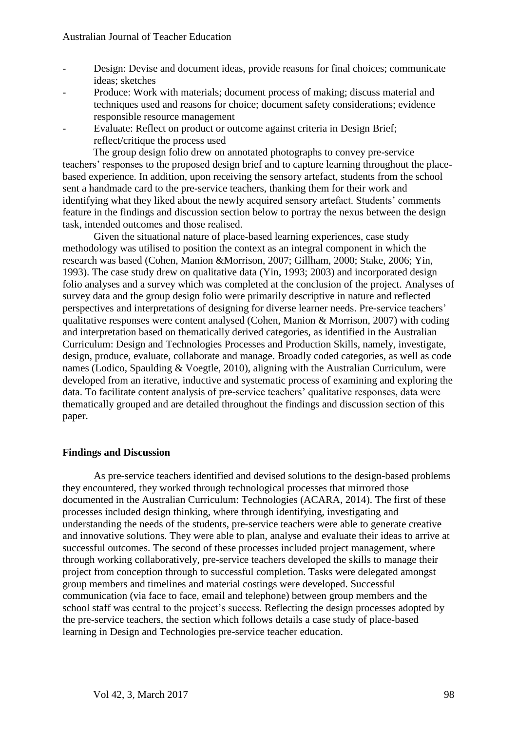- Design: Devise and document ideas, provide reasons for final choices; communicate ideas; sketches
- Produce: Work with materials; document process of making; discuss material and techniques used and reasons for choice; document safety considerations; evidence responsible resource management
- Evaluate: Reflect on product or outcome against criteria in Design Brief; reflect/critique the process used

The group design folio drew on annotated photographs to convey pre-service teachers' responses to the proposed design brief and to capture learning throughout the place-based experience. In addition, upon receiving the sensory artefact, students from the school sent a handmade card to the pre-service teachers, thanking them for their work and identifying what they liked about the newly acquired sensory artefact. Students' comments feature in the findings and discussion section below to portray the nexus between the design task, intended outcomes and those realised.

Given the situational nature of place-based learning experiences, case study methodology was utilised to position the context as an integral component in which the research was based (Cohen, Manion &Morrison, 2007; Gillham, 2000; Stake, 2006; Yin, 1993). The case study drew on qualitative data (Yin, 1993; 2003) and incorporated design folio analyses and a survey which was completed at the conclusion of the project. Analyses of survey data and the group design folio were primarily descriptive in nature and reflected perspectives and interpretations of designing for diverse learner needs. Pre-service teachers' qualitative responses were content analysed (Cohen, Manion & Morrison, 2007) with coding and interpretation based on thematically derived categories, as identified in the Australian Curriculum: Design and Technologies Processes and Production Skills, namely, investigate, design, produce, evaluate, collaborate and manage. Broadly coded categories, as well as code names (Lodico, Spaulding & Voegtle, 2010), aligning with the Australian Curriculum, were developed from an iterative, inductive and systematic process of examining and exploring the data. To facilitate content analysis of pre-service teachers' qualitative responses, data were thematically grouped and are detailed throughout the findings and discussion section of this paper.

## Findings and Discussion

As pre-service teachers identified and devised solutions to the design-based problems they encountered, they worked through technological processes that mirrored those documented in the Australian Curriculum: Technologies (ACARA, 2014). The first of these processes included design thinking, where through identifying, investigating and understanding the needs of the students, pre-service teachers were able to generate creative and innovative solutions. They were able to plan, analyse and evaluate their ideas to arrive at successful outcomes. The second of these processes included project management, where through working collaboratively, pre-service teachers developed the skills to manage their project from conception through to successful completion. Tasks were delegated amongst group members and timelines and material costings were developed. Successful communication (via face to face, email and telephone) between group members and the school staff was central to the project's success. Reflecting the design processes adopted by the pre-service teachers, the section which follows details a case study of place-based learning in Design and Technologies pre-service teacher education.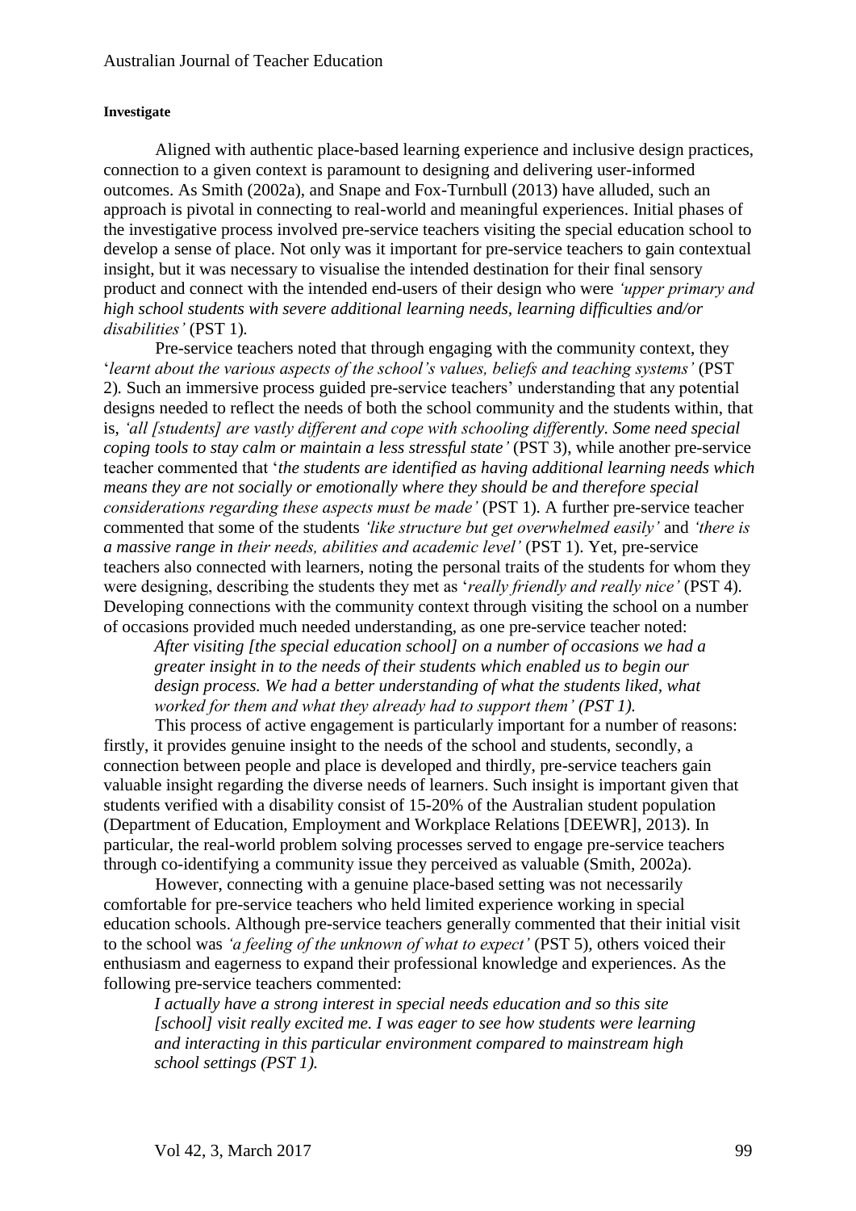#### Investigate

Aligned with authentic place-based learning experience and inclusive design practices, connection to a given context is paramount to designing and delivering user-informed outcomes. As Smith (2002a), and Snape and Fox-Turnbull (2013) have alluded, such an approach is pivotal in connecting to real-world and meaningful experiences. Initial phases of the investigative process involved pre-service teachers visiting the special education school to develop a sense of place. Not only was it important for pre-service teachers to gain contextual insight, but it was necessary to visualise the intended destination for their final sensory product and connect with the intended end-users of their design who were *'upper primary and high school students with severe additional learning needs, learning difficulties and/or disabilities'* (PST 1).

Pre-service teachers noted that through engaging with the community context, they '*learnt about the various aspects of the school's values, beliefs and teaching systems'* (PST 2). Such an immersive process guided pre-service teachers' understanding that any potential designs needed to reflect the needs of both the school community and the students within, that is, *'all [students] are vastly different and cope with schooling differently. Some need special coping tools to stay calm or maintain a less stressful state'* (PST 3), while another pre-service teacher commented that '*the students are identified as having additional learning needs which means they are not socially or emotionally where they should be and therefore special considerations regarding these aspects must be made'* (PST 1). A further pre-service teacher commented that some of the students *'like structure but get overwhelmed easily'* and *'there is a massive range in their needs, abilities and academic level'* (PST 1). Yet, pre-service teachers also connected with learners, noting the personal traits of the students for whom they were designing, describing the students they met as '*really friendly and really nice'* (PST 4). Developing connections with the community context through visiting the school on a number of occasions provided much needed understanding, as one pre-service teacher noted:

> *After visiting [the special education school] on a number of occasions we had a greater insight in to the needs of their students which enabled us to begin our design process. We had a better understanding of what the students liked, what worked for them and what they already had to support them' (PST 1).*

This process of active engagement is particularly important for a number of reasons: firstly, it provides genuine insight to the needs of the school and students, secondly, a connection between people and place is developed and thirdly, pre-service teachers gain valuable insight regarding the diverse needs of learners. Such insight is important given that students verified with a disability consist of 15-20% of the Australian student population (Department of Education, Employment and Workplace Relations [DEEWR], 2013). In particular, the real-world problem solving processes served to engage pre-service teachers through co-identifying a community issue they perceived as valuable (Smith, 2002a).

However, connecting with a genuine place-based setting was not necessarily comfortable for pre-service teachers who held limited experience working in special education schools. Although pre-service teachers generally commented that their initial visit to the school was *'a feeling of the unknown of what to expect'* (PST 5), others voiced their enthusiasm and eagerness to expand their professional knowledge and experiences. As the following pre-service teachers commented:

> *I actually have a strong interest in special needs education and so this site [school] visit really excited me. I was eager to see how students were learning and interacting in this particular environment compared to mainstream high school settings (PST 1).*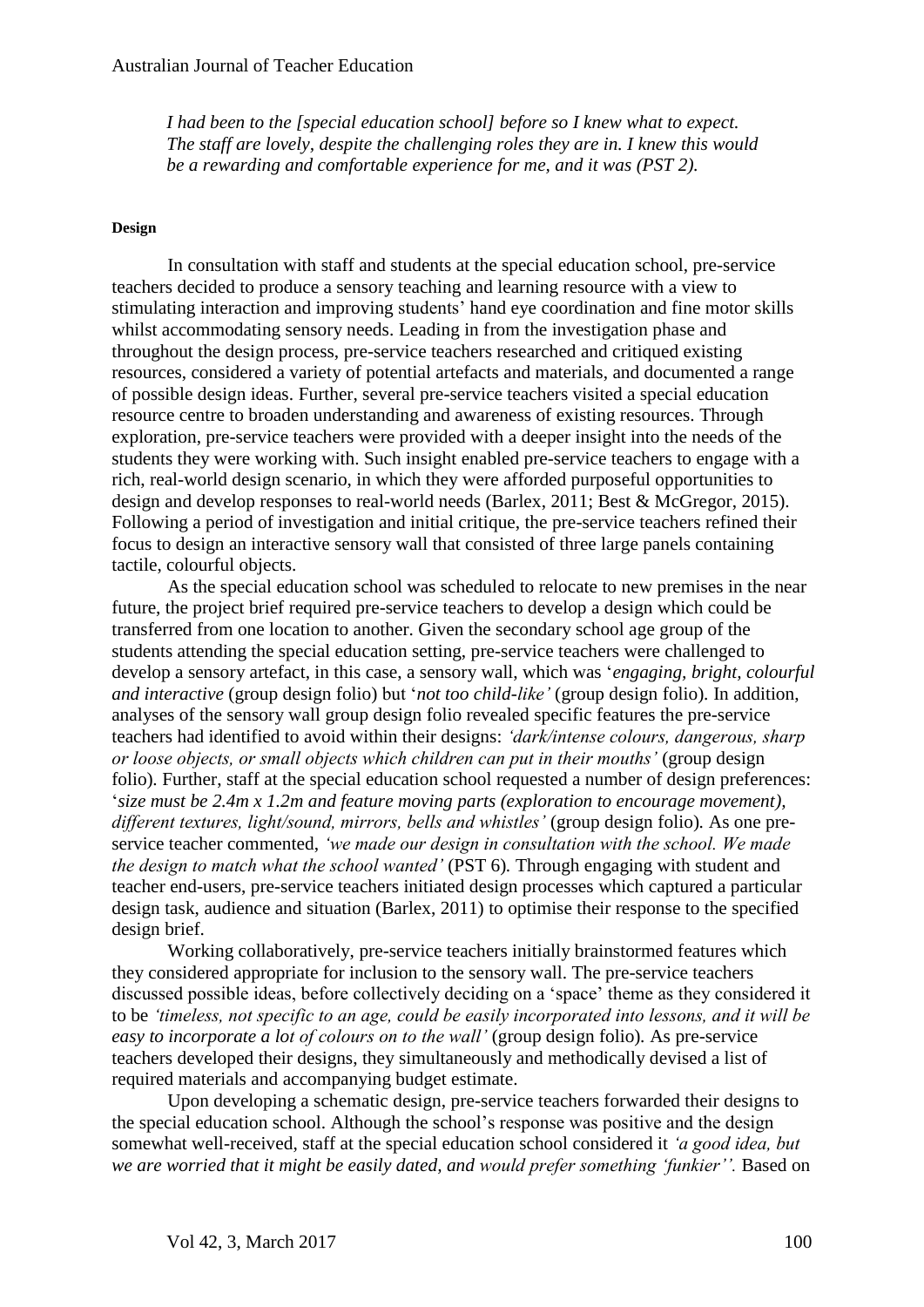*I had been to the [special education school] before so I knew what to expect. The staff are lovely, despite the challenging roles they are in. I knew this would be a rewarding and comfortable experience for me, and it was (PST 2).*

#### Design

In consultation with staff and students at the special education school, pre-service teachers decided to produce a sensory teaching and learning resource with a view to stimulating interaction and improving students' hand eye coordination and fine motor skills whilst accommodating sensory needs. Leading in from the investigation phase and throughout the design process, pre-service teachers researched and critiqued existing resources, considered a variety of potential artefacts and materials, and documented a range of possible design ideas. Further, several pre-service teachers visited a special education resource centre to broaden understanding and awareness of existing resources. Through exploration, pre-service teachers were provided with a deeper insight into the needs of the students they were working with. Such insight enabled pre-service teachers to engage with a rich, real-world design scenario, in which they were afforded purposeful opportunities to design and develop responses to real-world needs (Barlex, 2011; Best & McGregor, 2015). Following a period of investigation and initial critique, the pre-service teachers refined their focus to design an interactive sensory wall that consisted of three large panels containing tactile, colourful objects.

As the special education school was scheduled to relocate to new premises in the near future, the project brief required pre-service teachers to develop a design which could be transferred from one location to another. Given the secondary school age group of the students attending the special education setting, pre-service teachers were challenged to develop a sensory artefact, in this case, a sensory wall, which was '*engaging, bright, colourful and interactive* (group design folio) but '*not too child-like'* (group design folio). In addition, analyses of the sensory wall group design folio revealed specific features the pre-service teachers had identified to avoid within their designs: *'dark/intense colours, dangerous, sharp or loose objects, or small objects which children can put in their mouths'* (group design folio). Further, staff at the special education school requested a number of design preferences: '*size must be 2.4m x 1.2m and feature moving parts (exploration to encourage movement), different textures, light/sound, mirrors, bells and whistles'* (group design folio). As one pre-service teacher commented, *'we made our design in consultation with the school. We made the design to match what the school wanted'* (PST 6). Through engaging with student and teacher end-users, pre-service teachers initiated design processes which captured a particular design task, audience and situation (Barlex, 2011) to optimise their response to the specified design brief.

Working collaboratively, pre-service teachers initially brainstormed features which they considered appropriate for inclusion to the sensory wall. The pre-service teachers discussed possible ideas, before collectively deciding on a 'space' theme as they considered it to be *'timeless, not specific to an age, could be easily incorporated into lessons, and it will be easy to incorporate a lot of colours on to the wall'* (group design folio). As pre-service teachers developed their designs, they simultaneously and methodically devised a list of required materials and accompanying budget estimate.

Upon developing a schematic design, pre-service teachers forwarded their designs to the special education school. Although the school's response was positive and the design somewhat well-received, staff at the special education school considered it *'a good idea, but we are worried that it might be easily dated, and would prefer something 'funkier''.* Based on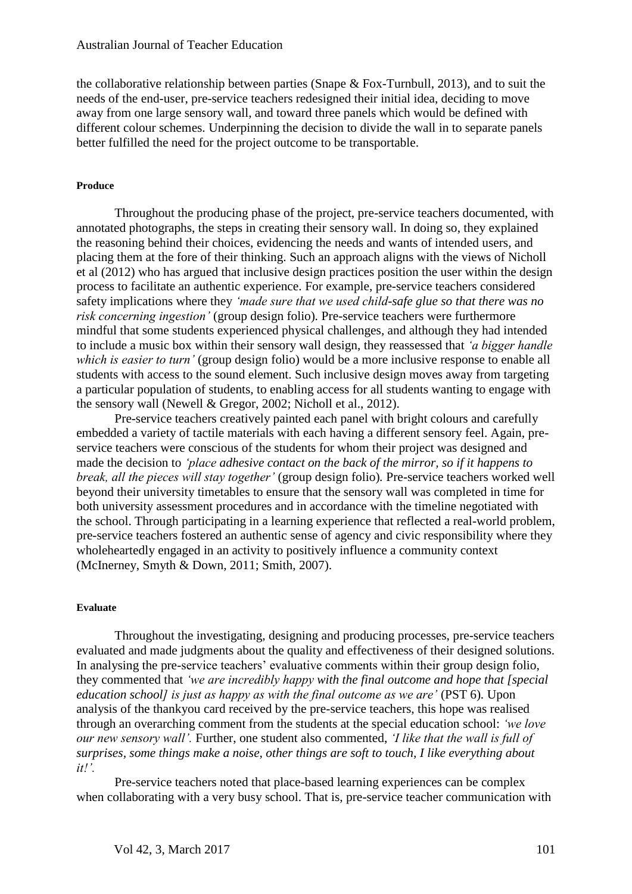the collaborative relationship between parties (Snape & Fox-Turnbull, 2013), and to suit the needs of the end-user, pre-service teachers redesigned their initial idea, deciding to move away from one large sensory wall, and toward three panels which would be defined with different colour schemes. Underpinning the decision to divide the wall in to separate panels better fulfilled the need for the project outcome to be transportable.

#### Produce

Throughout the producing phase of the project, pre-service teachers documented, with annotated photographs, the steps in creating their sensory wall. In doing so, they explained the reasoning behind their choices, evidencing the needs and wants of intended users, and placing them at the fore of their thinking. Such an approach aligns with the views of Nicholl et al (2012) who has argued that inclusive design practices position the user within the design process to facilitate an authentic experience. For example, pre-service teachers considered safety implications where they *'made sure that we used child-safe glue so that there was no risk concerning ingestion'* (group design folio). Pre-service teachers were furthermore mindful that some students experienced physical challenges, and although they had intended to include a music box within their sensory wall design, they reassessed that *'a bigger handle which is easier to turn'* (group design folio) would be a more inclusive response to enable all students with access to the sound element. Such inclusive design moves away from targeting a particular population of students, to enabling access for all students wanting to engage with the sensory wall (Newell & Gregor, 2002; Nicholl et al., 2012).

Pre-service teachers creatively painted each panel with bright colours and carefully embedded a variety of tactile materials with each having a different sensory feel. Again, pre-service teachers were conscious of the students for whom their project was designed and made the decision to *'place adhesive contact on the back of the mirror, so if it happens to break, all the pieces will stay together'* (group design folio). Pre-service teachers worked well beyond their university timetables to ensure that the sensory wall was completed in time for both university assessment procedures and in accordance with the timeline negotiated with the school. Through participating in a learning experience that reflected a real-world problem, pre-service teachers fostered an authentic sense of agency and civic responsibility where they wholeheartedly engaged in an activity to positively influence a community context (McInerney, Smyth & Down, 2011; Smith, 2007).

#### Evaluate

Throughout the investigating, designing and producing processes, pre-service teachers evaluated and made judgments about the quality and effectiveness of their designed solutions. In analysing the pre-service teachers' evaluative comments within their group design folio, they commented that *'we are incredibly happy with the final outcome and hope that [special education school] is just as happy as with the final outcome as we are'* (PST 6). Upon analysis of the thankyou card received by the pre-service teachers, this hope was realised through an overarching comment from the students at the special education school: *'we love our new sensory wall'.* Further, one student also commented, *'I like that the wall is full of surprises, some things make a noise, other things are soft to touch, I like everything about it!'.*

Pre-service teachers noted that place-based learning experiences can be complex when collaborating with a very busy school. That is, pre-service teacher communication with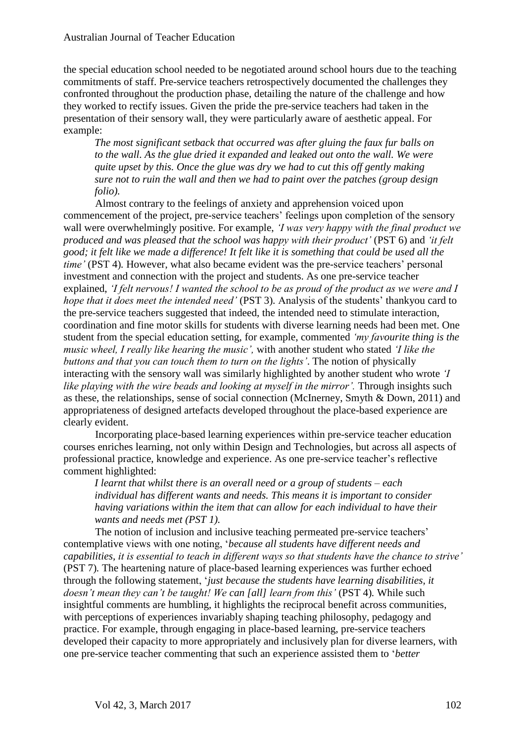the special education school needed to be negotiated around school hours due to the teaching commitments of staff. Pre-service teachers retrospectively documented the challenges they confronted throughout the production phase, detailing the nature of the challenge and how they worked to rectify issues. Given the pride the pre-service teachers had taken in the presentation of their sensory wall, they were particularly aware of aesthetic appeal. For example:

> *The most significant setback that occurred was after gluing the faux fur balls on to the wall. As the glue dried it expanded and leaked out onto the wall. We were quite upset by this. Once the glue was dry we had to cut this off gently making sure not to ruin the wall and then we had to paint over the patches (group design folio).*

Almost contrary to the feelings of anxiety and apprehension voiced upon commencement of the project, pre-service teachers' feelings upon completion of the sensory wall were overwhelmingly positive. For example, *'I was very happy with the final product we produced and was pleased that the school was happy with their product'* (PST 6) and *'it felt good; it felt like we made a difference! It felt like it is something that could be used all the time'* (PST 4). However, what also became evident was the pre-service teachers' personal investment and connection with the project and students. As one pre-service teacher explained, *'I felt nervous! I wanted the school to be as proud of the product as we were and I hope that it does meet the intended need'* (PST 3). Analysis of the students' thankyou card to the pre-service teachers suggested that indeed, the intended need to stimulate interaction, coordination and fine motor skills for students with diverse learning needs had been met. One student from the special education setting, for example, commented *'my favourite thing is the music wheel, I really like hearing the music',* with another student who stated *'I like the buttons and that you can touch them to turn on the lights'*. The notion of physically interacting with the sensory wall was similarly highlighted by another student who wrote *'I like playing with the wire beads and looking at myself in the mirror'.* Through insights such as these, the relationships, sense of social connection (McInerney, Smyth & Down, 2011) and appropriateness of designed artefacts developed throughout the place-based experience are clearly evident.

Incorporating place-based learning experiences within pre-service teacher education courses enriches learning, not only within Design and Technologies, but across all aspects of professional practice, knowledge and experience. As one pre-service teacher's reflective comment highlighted:

> *I learnt that whilst there is an overall need or a group of students – each individual has different wants and needs. This means it is important to consider having variations within the item that can allow for each individual to have their wants and needs met (PST 1).*

The notion of inclusion and inclusive teaching permeated pre-service teachers' contemplative views with one noting, '*because all students have different needs and capabilities, it is essential to teach in different ways so that students have the chance to strive'* (PST 7). The heartening nature of place-based learning experiences was further echoed through the following statement, '*just because the students have learning disabilities, it doesn't mean they can't be taught! We can [all] learn from this'* (PST 4). While such insightful comments are humbling, it highlights the reciprocal benefit across communities, with perceptions of experiences invariably shaping teaching philosophy, pedagogy and practice. For example, through engaging in place-based learning, pre-service teachers developed their capacity to more appropriately and inclusively plan for diverse learners, with one pre-service teacher commenting that such an experience assisted them to '*better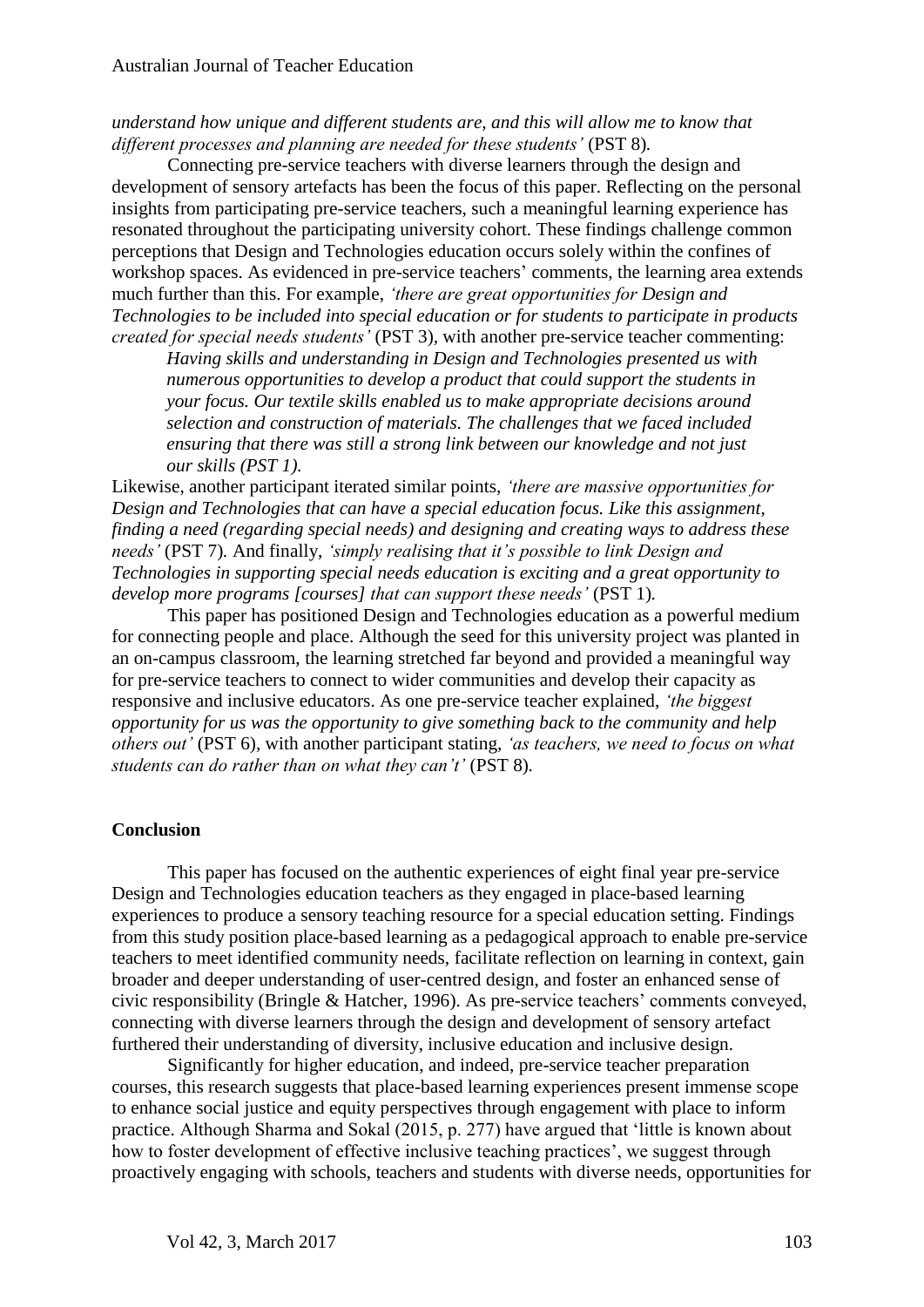*understand how unique and different students are, and this will allow me to know that different processes and planning are needed for these students'* (PST 8).

Connecting pre-service teachers with diverse learners through the design and development of sensory artefacts has been the focus of this paper. Reflecting on the personal insights from participating pre-service teachers, such a meaningful learning experience has resonated throughout the participating university cohort. These findings challenge common perceptions that Design and Technologies education occurs solely within the confines of workshop spaces. As evidenced in pre-service teachers' comments, the learning area extends much further than this. For example, *'there are great opportunities for Design and Technologies to be included into special education or for students to participate in products created for special needs students'* (PST 3), with another pre-service teacher commenting:

> *Having skills and understanding in Design and Technologies presented us with numerous opportunities to develop a product that could support the students in your focus. Our textile skills enabled us to make appropriate decisions around selection and construction of materials. The challenges that we faced included ensuring that there was still a strong link between our knowledge and not just our skills (PST 1).*

Likewise, another participant iterated similar points, *'there are massive opportunities for Design and Technologies that can have a special education focus. Like this assignment, finding a need (regarding special needs) and designing and creating ways to address these needs'* (PST 7). And finally, *'simply realising that it's possible to link Design and Technologies in supporting special needs education is exciting and a great opportunity to develop more programs [courses] that can support these needs'* (PST 1).

This paper has positioned Design and Technologies education as a powerful medium for connecting people and place. Although the seed for this university project was planted in an on-campus classroom, the learning stretched far beyond and provided a meaningful way for pre-service teachers to connect to wider communities and develop their capacity as responsive and inclusive educators. As one pre-service teacher explained, *'the biggest opportunity for us was the opportunity to give something back to the community and help others out'* (PST 6), with another participant stating, *'as teachers, we need to focus on what students can do rather than on what they can't'* (PST 8).

## Conclusion

This paper has focused on the authentic experiences of eight final year pre-service Design and Technologies education teachers as they engaged in place-based learning experiences to produce a sensory teaching resource for a special education setting. Findings from this study position place-based learning as a pedagogical approach to enable pre-service teachers to meet identified community needs, facilitate reflection on learning in context, gain broader and deeper understanding of user-centred design, and foster an enhanced sense of civic responsibility (Bringle & Hatcher, 1996). As pre-service teachers' comments conveyed, connecting with diverse learners through the design and development of sensory artefact furthered their understanding of diversity, inclusive education and inclusive design.

Significantly for higher education, and indeed, pre-service teacher preparation courses, this research suggests that place-based learning experiences present immense scope to enhance social justice and equity perspectives through engagement with place to inform practice. Although Sharma and Sokal (2015, p. 277) have argued that 'little is known about how to foster development of effective inclusive teaching practices', we suggest through proactively engaging with schools, teachers and students with diverse needs, opportunities for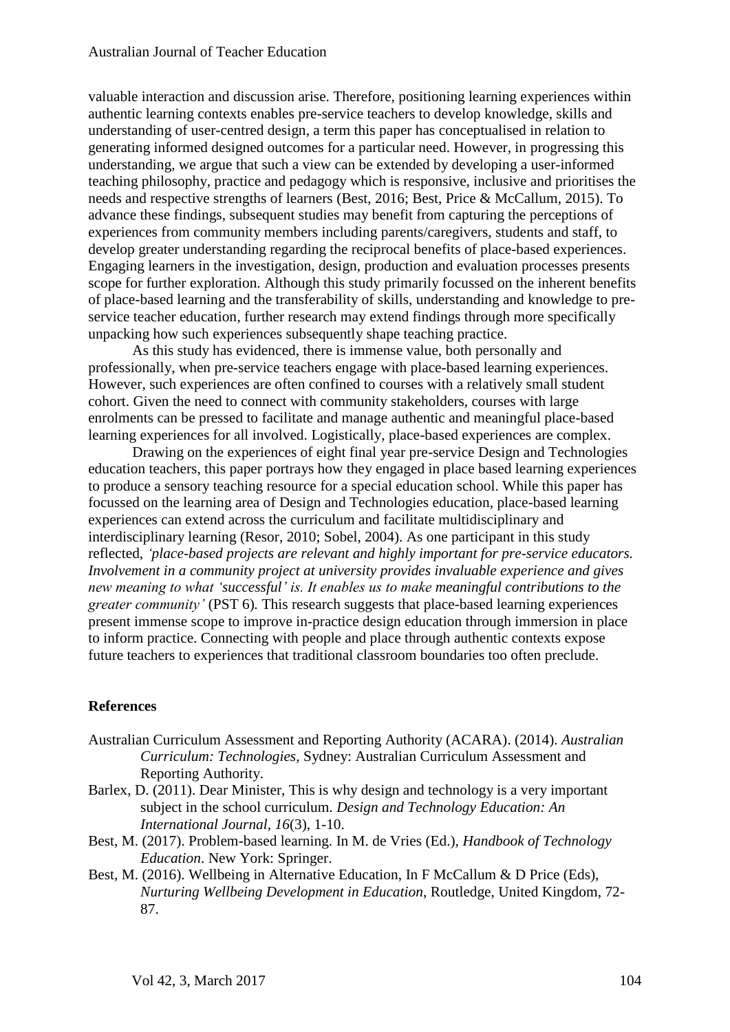valuable interaction and discussion arise. Therefore, positioning learning experiences within authentic learning contexts enables pre-service teachers to develop knowledge, skills and understanding of user-centred design, a term this paper has conceptualised in relation to generating informed designed outcomes for a particular need. However, in progressing this understanding, we argue that such a view can be extended by developing a user-informed teaching philosophy, practice and pedagogy which is responsive, inclusive and prioritises the needs and respective strengths of learners (Best, 2016; Best, Price & McCallum, 2015). To advance these findings, subsequent studies may benefit from capturing the perceptions of experiences from community members including parents/caregivers, students and staff, to develop greater understanding regarding the reciprocal benefits of place-based experiences. Engaging learners in the investigation, design, production and evaluation processes presents scope for further exploration. Although this study primarily focussed on the inherent benefits of place-based learning and the transferability of skills, understanding and knowledge to pre-service teacher education, further research may extend findings through more specifically unpacking how such experiences subsequently shape teaching practice.

As this study has evidenced, there is immense value, both personally and professionally, when pre-service teachers engage with place-based learning experiences. However, such experiences are often confined to courses with a relatively small student cohort. Given the need to connect with community stakeholders, courses with large enrolments can be pressed to facilitate and manage authentic and meaningful place-based learning experiences for all involved. Logistically, place-based experiences are complex.

Drawing on the experiences of eight final year pre-service Design and Technologies education teachers, this paper portrays how they engaged in place based learning experiences to produce a sensory teaching resource for a special education school. While this paper has focussed on the learning area of Design and Technologies education, place-based learning experiences can extend across the curriculum and facilitate multidisciplinary and interdisciplinary learning (Resor, 2010; Sobel, 2004). As one participant in this study reflected, *'place-based projects are relevant and highly important for pre-service educators. Involvement in a community project at university provides invaluable experience and gives new meaning to what 'successful' is. It enables us to make meaningful contributions to the greater community'* (PST 6). This research suggests that place-based learning experiences present immense scope to improve in-practice design education through immersion in place to inform practice. Connecting with people and place through authentic contexts expose future teachers to experiences that traditional classroom boundaries too often preclude.

**References**

Australian Curriculum Assessment and Reporting Authority (ACARA). (2014). *Australian Curriculum: Technologies*, Sydney: Australian Curriculum Assessment and Reporting Authority.

Barlex, D. (2011). Dear Minister, This is why design and technology is a very important subject in the school curriculum. *Design and Technology Education: An International Journal*, *16*(3), 1-10.

Best, M. (2017). Problem-based learning. In M. de Vries (Ed.), *Handbook of Technology Education*. New York: Springer.

Best, M. (2016). Wellbeing in Alternative Education, In F McCallum & D Price (Eds), *Nurturing Wellbeing Development in Education*, Routledge, United Kingdom, 72-87.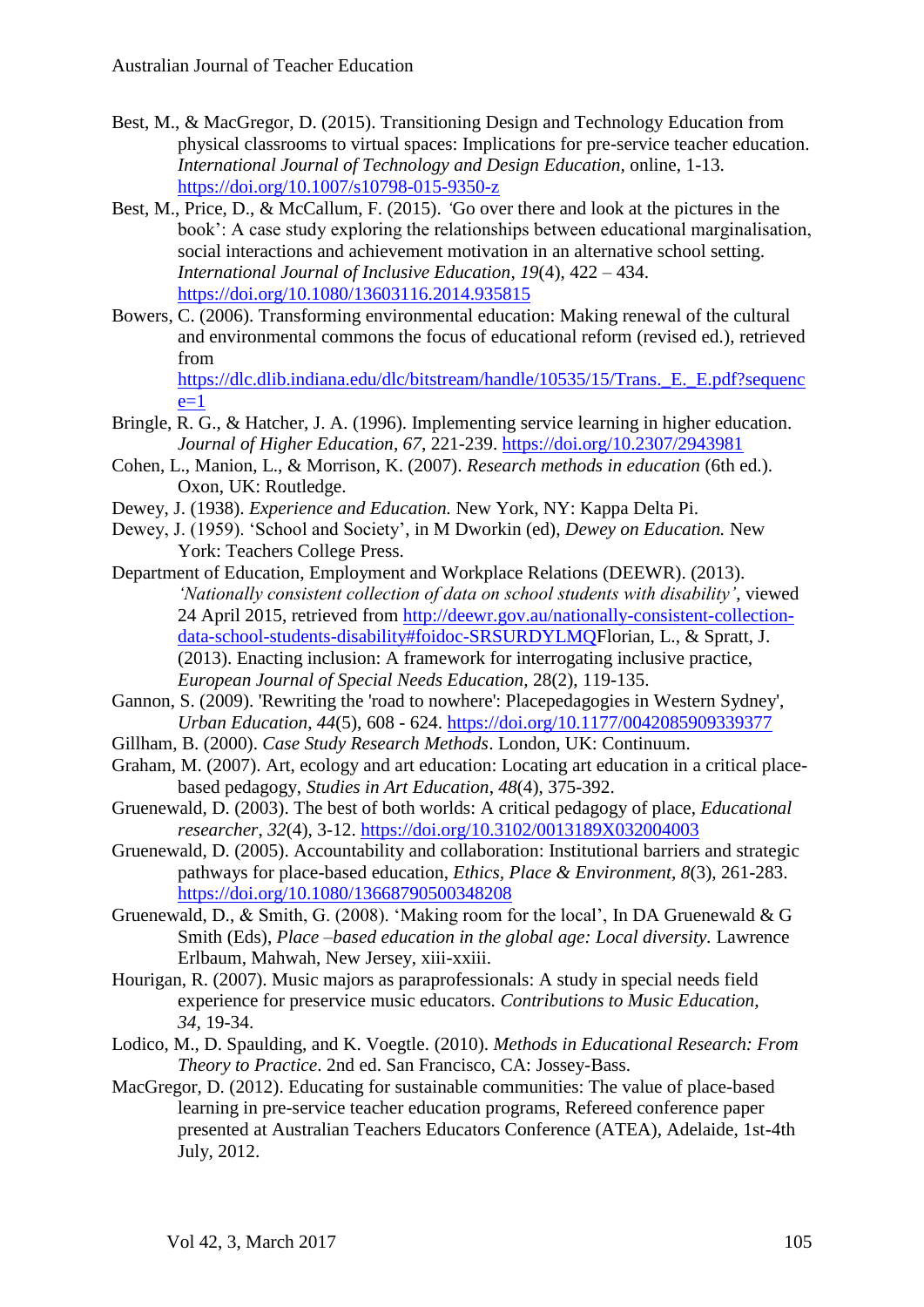Best, M., & MacGregor, D. (2015). Transitioning Design and Technology Education from physical classrooms to virtual spaces: Implications for pre-service teacher education. *International Journal of Technology and Design Education*, online, 1-13. https://doi.org/10.1007/s10798-015-9350-z

Best, M., Price, D., & McCallum, F. (2015). 'Go over there and look at the pictures in the book': A case study exploring the relationships between educational marginalisation, social interactions and achievement motivation in an alternative school setting. *International Journal of Inclusive Education, 19*(4), 422 – 434. https://doi.org/10.1080/13603116.2014.935815

Bowers, C. (2006). Transforming environmental education: Making renewal of the cultural and environmental commons the focus of educational reform (revised ed.), retrieved from https://dlc.dlib.indiana.edu/dlc/bitstream/handle/10535/15/Trans._E._E.pdf?sequence=1

Bringle, R. G., & Hatcher, J. A. (1996). Implementing service learning in higher education. *Journal of Higher Education*, *67*, 221-239. https://doi.org/10.2307/2943981

Cohen, L., Manion, L., & Morrison, K. (2007). *Research methods in education* (6th ed.). Oxon, UK: Routledge.

Dewey, J. (1938). *Experience and Education.* New York, NY: Kappa Delta Pi.

Dewey, J. (1959). 'School and Society', in M Dworkin (ed), *Dewey on Education.* New York: Teachers College Press.

Department of Education, Employment and Workplace Relations (DEEWR). (2013). *'Nationally consistent collection of data on school students with disability'*, viewed 24 April 2015, retrieved from http://deewr.gov.au/nationally-consistent-collection-data-school-students-disability#foidoc-SRSURDYLMQFlorian, L., & Spratt, J. (2013). Enacting inclusion: A framework for interrogating inclusive practice, *European Journal of Special Needs Education*, 28(2), 119-135.

Gannon, S. (2009). 'Rewriting the 'road to nowhere': Placepedagogies in Western Sydney', *Urban Education*, *44*(5), 608 - 624. https://doi.org/10.1177/0042085909339377

Gillham, B. (2000). *Case Study Research Methods*. London, UK: Continuum.

Graham, M. (2007). Art, ecology and art education: Locating art education in a critical place-based pedagogy, *Studies in Art Education*, *48*(4), 375-392.

Gruenewald, D. (2003). The best of both worlds: A critical pedagogy of place, *Educational researcher*, *32*(4), 3-12. https://doi.org/10.3102/0013189X032004003

Gruenewald, D. (2005). Accountability and collaboration: Institutional barriers and strategic pathways for place-based education, *Ethics, Place & Environment*, *8*(3), 261-283. https://doi.org/10.1080/13668790500348208

Gruenewald, D., & Smith, G. (2008). 'Making room for the local', In DA Gruenewald & G Smith (Eds), *Place –based education in the global age: Local diversity.* Lawrence Erlbaum, Mahwah, New Jersey, xiii-xxiii.

Hourigan, R. (2007). Music majors as paraprofessionals: A study in special needs field experience for preservice music educators. *Contributions to Music Education, 34*, 19-34.

Lodico, M., D. Spaulding, and K. Voegtle. (2010). *Methods in Educational Research: From Theory to Practice*. 2nd ed. San Francisco, CA: Jossey-Bass.

MacGregor, D. (2012). Educating for sustainable communities: The value of place-based learning in pre-service teacher education programs, Refereed conference paper presented at Australian Teachers Educators Conference (ATEA), Adelaide, 1st-4th July, 2012.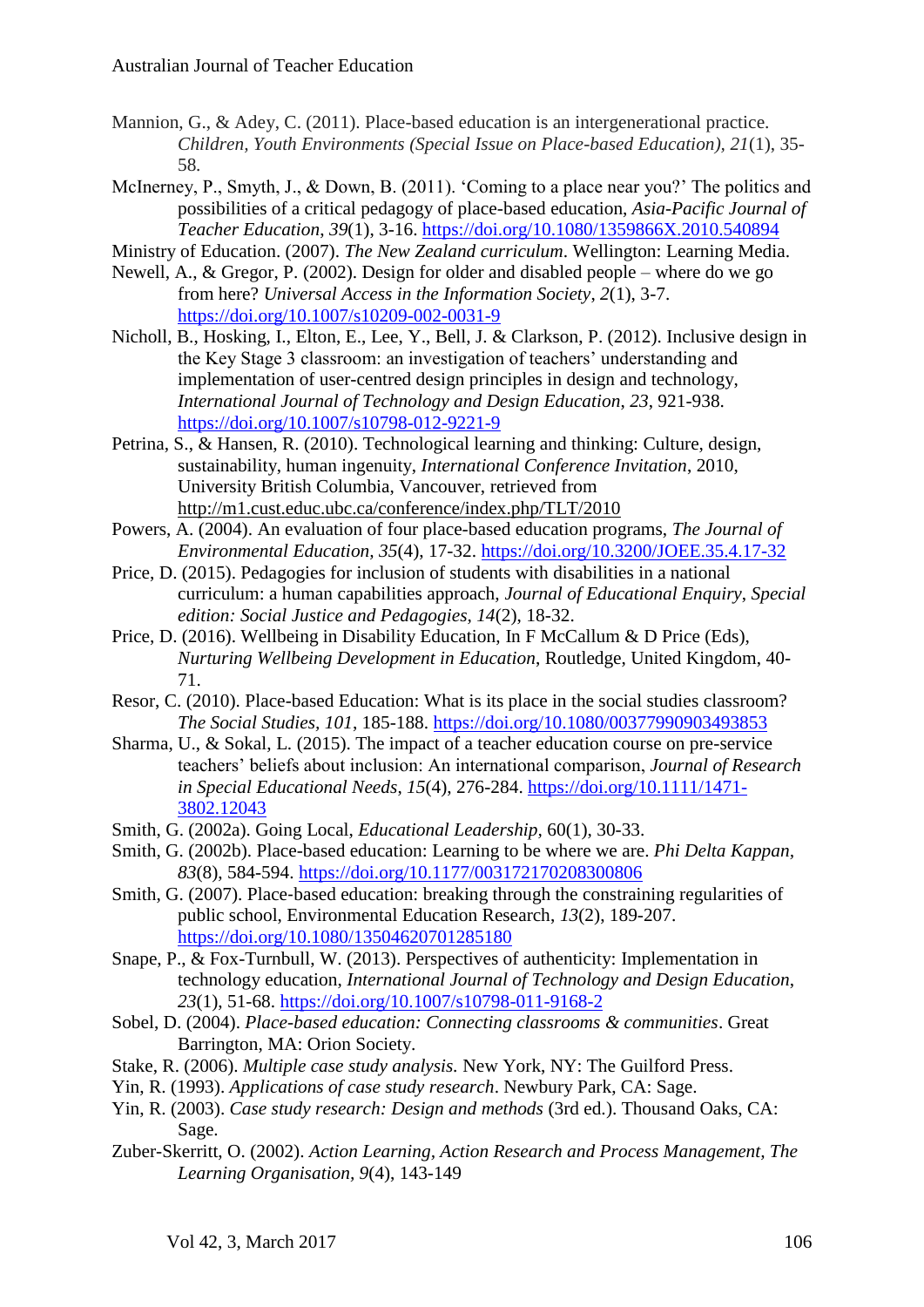Mannion, G., & Adey, C. (2011). Place-based education is an intergenerational practice. *Children, Youth Environments (Special Issue on Place-based Education), 21*(1), 35-58.

McInerney, P., Smyth, J., & Down, B. (2011). 'Coming to a place near you?' The politics and possibilities of a critical pedagogy of place-based education, *Asia-Pacific Journal of Teacher Education*, *39*(1), 3-16. https://doi.org/10.1080/1359866X.2010.540894

Ministry of Education. (2007). *The New Zealand curriculum*. Wellington: Learning Media.

Newell, A., & Gregor, P. (2002). Design for older and disabled people – where do we go from here? *Universal Access in the Information Society*, *2*(1), 3-7. https://doi.org/10.1007/s10209-002-0031-9

Nicholl, B., Hosking, I., Elton, E., Lee, Y., Bell, J. & Clarkson, P. (2012). Inclusive design in the Key Stage 3 classroom: an investigation of teachers' understanding and implementation of user-centred design principles in design and technology, *International Journal of Technology and Design Education*, *23*, 921-938. https://doi.org/10.1007/s10798-012-9221-9

Petrina, S., & Hansen, R. (2010). Technological learning and thinking: Culture, design, sustainability, human ingenuity, *International Conference Invitation*, 2010, University British Columbia, Vancouver, retrieved from http://m1.cust.educ.ubc.ca/conference/index.php/TLT/2010

Powers, A. (2004). An evaluation of four place-based education programs, *The Journal of Environmental Education, 35*(4), 17-32. https://doi.org/10.3200/JOEE.35.4.17-32

Price, D. (2015). Pedagogies for inclusion of students with disabilities in a national curriculum: a human capabilities approach, *Journal of Educational Enquiry, Special edition: Social Justice and Pedagogies, 14*(2), 18-32.

Price, D. (2016). Wellbeing in Disability Education, In F McCallum & D Price (Eds), *Nurturing Wellbeing Development in Education*, Routledge, United Kingdom, 40-71.

Resor, C. (2010). Place-based Education: What is its place in the social studies classroom? *The Social Studies, 101*, 185-188. https://doi.org/10.1080/00377990903493853

Sharma, U., & Sokal, L. (2015). The impact of a teacher education course on pre-service teachers' beliefs about inclusion: An international comparison, *Journal of Research in Special Educational Needs*, *15*(4), 276-284. https://doi.org/10.1111/1471-3802.12043

Smith, G. (2002a). Going Local, *Educational Leadership,* 60(1), 30-33.

Smith, G. (2002b). Place-based education: Learning to be where we are. *Phi Delta Kappan, 83*(8), 584-594. https://doi.org/10.1177/003172170208300806

Smith, G. (2007). Place-based education: breaking through the constraining regularities of public school, Environmental Education Research, *13*(2), 189-207. https://doi.org/10.1080/13504620701285180

Snape, P., & Fox-Turnbull, W. (2013). Perspectives of authenticity: Implementation in technology education, *International Journal of Technology and Design Education, 23*(1), 51-68. https://doi.org/10.1007/s10798-011-9168-2

Sobel, D. (2004). *Place-based education: Connecting classrooms & communities*. Great Barrington, MA: Orion Society.

Stake, R. (2006). *Multiple case study analysis.* New York, NY: The Guilford Press.

Yin, R. (1993). *Applications of case study research*. Newbury Park, CA: Sage.

Yin, R. (2003). *Case study research: Design and methods* (3rd ed.). Thousand Oaks, CA: Sage.

Zuber-Skerritt, O. (2002). *Action Learning, Action Research and Process Management, The Learning Organisation, 9*(4), 143-149